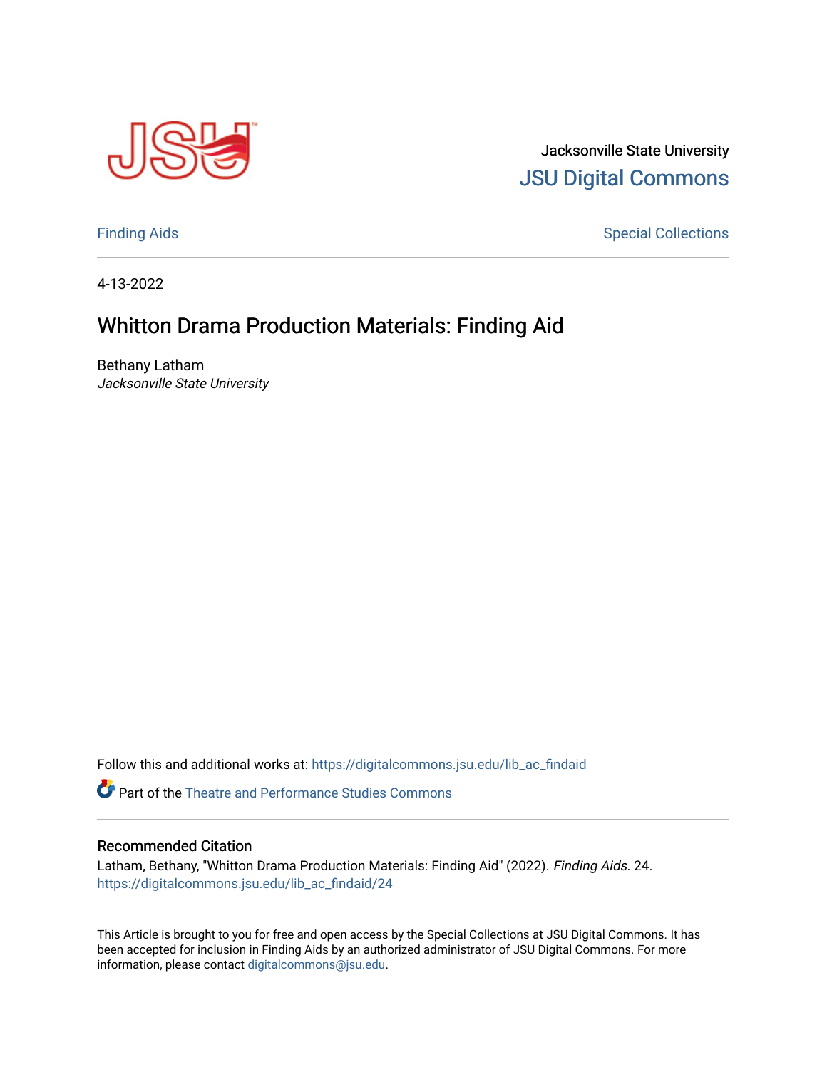Jacksonville State University
JSU Digital Commons

Finding Aids | Special Collections

4-13-2022

# Whitton Drama Production Materials: Finding Aid

Bethany Latham
*Jacksonville State University*

Follow this and additional works at: https://digitalcommons.jsu.edu/lib_ac_findaid

Part of the Theatre and Performance Studies Commons

## Recommended Citation

Latham, Bethany, "Whitton Drama Production Materials: Finding Aid" (2022). *Finding Aids*. 24.
https://digitalcommons.jsu.edu/lib_ac_findaid/24

This Article is brought to you for free and open access by the Special Collections at JSU Digital Commons. It has been accepted for inclusion in Finding Aids by an authorized administrator of JSU Digital Commons. For more information, please contact digitalcommons@jsu.edu.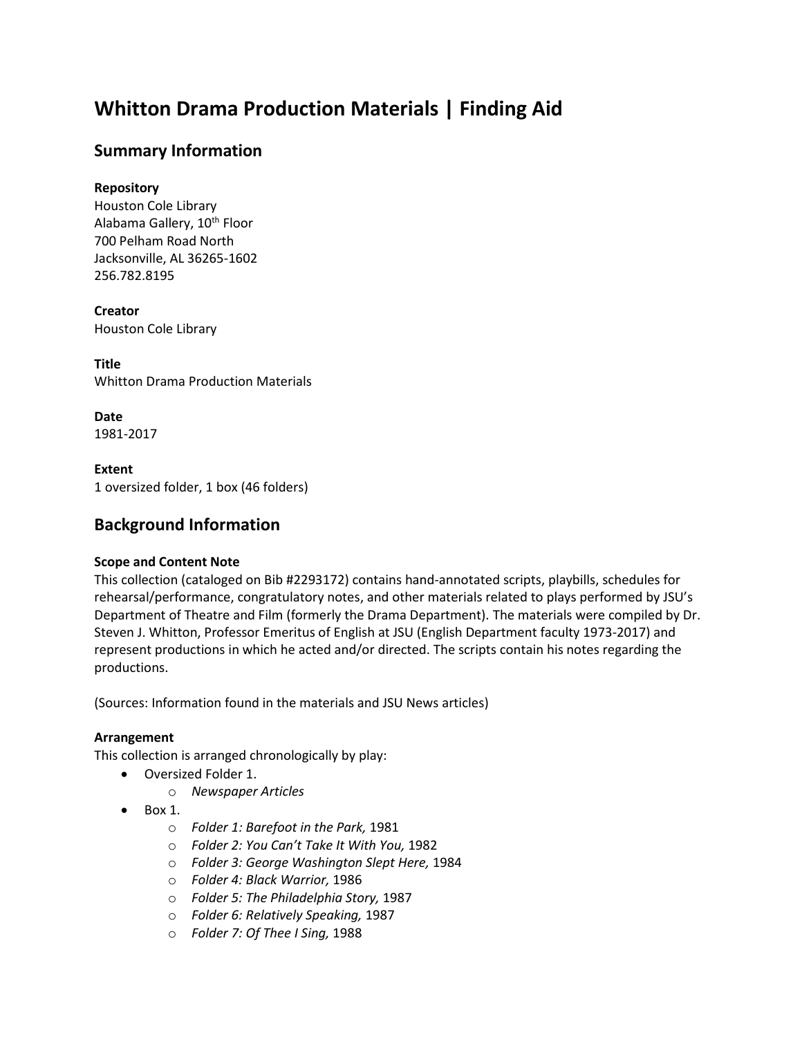# Whitton Drama Production Materials | Finding Aid

## Summary Information

**Repository**
Houston Cole Library
Alabama Gallery, 10th Floor
700 Pelham Road North
Jacksonville, AL 36265-1602
256.782.8195

**Creator**
Houston Cole Library

**Title**
Whitton Drama Production Materials

**Date**
1981-2017

**Extent**
1 oversized folder, 1 box (46 folders)

## Background Information

**Scope and Content Note**
This collection (cataloged on Bib #2293172) contains hand-annotated scripts, playbills, schedules for rehearsal/performance, congratulatory notes, and other materials related to plays performed by JSU's Department of Theatre and Film (formerly the Drama Department). The materials were compiled by Dr. Steven J. Whitton, Professor Emeritus of English at JSU (English Department faculty 1973-2017) and represent productions in which he acted and/or directed. The scripts contain his notes regarding the productions.

(Sources: Information found in the materials and JSU News articles)

**Arrangement**
This collection is arranged chronologically by play:

- Oversized Folder 1.
  - *Newspaper Articles*
- Box 1.
  - *Folder 1: Barefoot in the Park,* 1981
  - *Folder 2: You Can't Take It With You,* 1982
  - *Folder 3: George Washington Slept Here,* 1984
  - *Folder 4: Black Warrior,* 1986
  - *Folder 5: The Philadelphia Story,* 1987
  - *Folder 6: Relatively Speaking,* 1987
  - *Folder 7: Of Thee I Sing,* 1988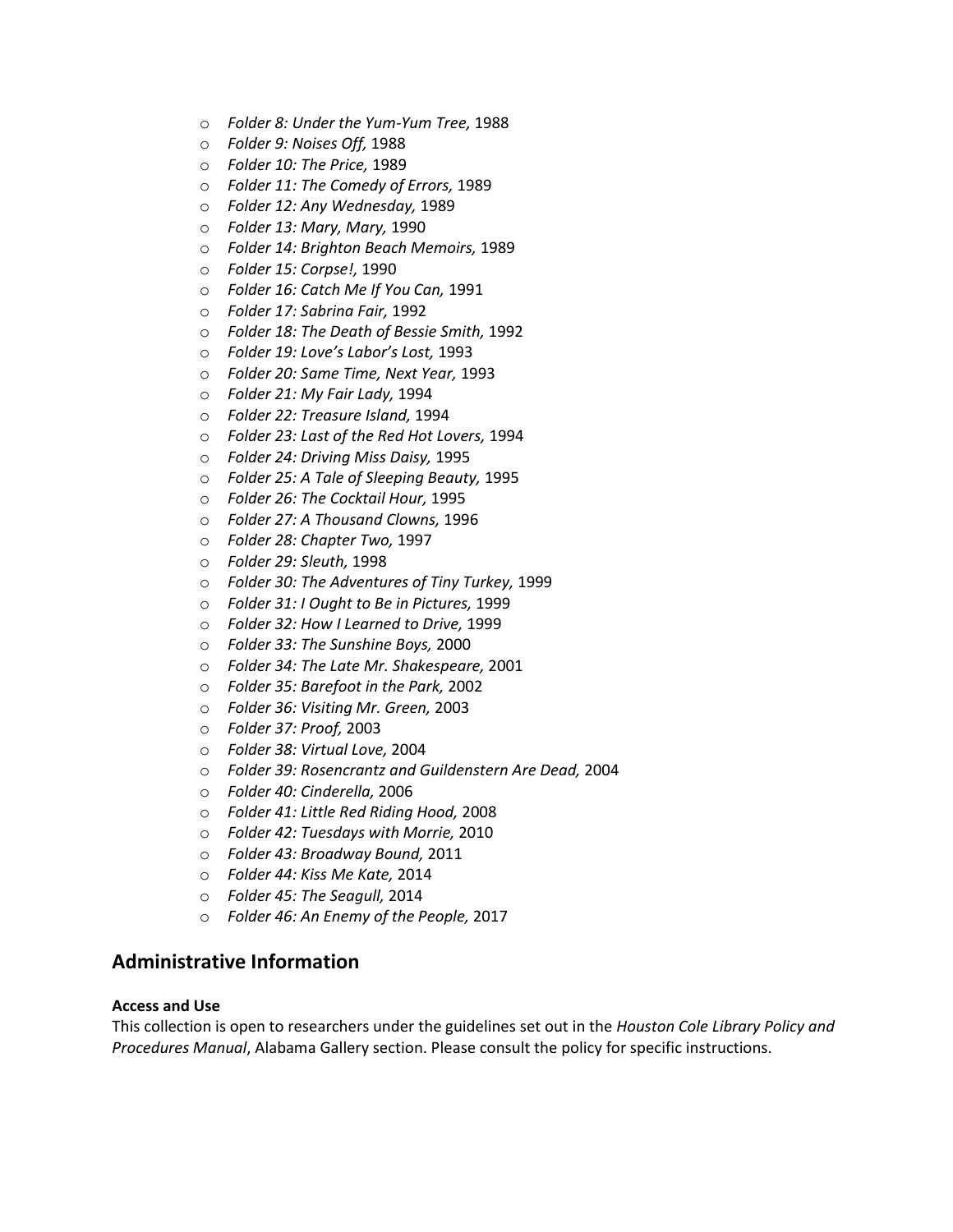- *Folder 8: Under the Yum-Yum Tree,* 1988
- *Folder 9: Noises Off,* 1988
- *Folder 10: The Price,* 1989
- *Folder 11: The Comedy of Errors,* 1989
- *Folder 12: Any Wednesday,* 1989
- *Folder 13: Mary, Mary,* 1990
- *Folder 14: Brighton Beach Memoirs,* 1989
- *Folder 15: Corpse!,* 1990
- *Folder 16: Catch Me If You Can,* 1991
- *Folder 17: Sabrina Fair,* 1992
- *Folder 18: The Death of Bessie Smith,* 1992
- *Folder 19: Love's Labor's Lost,* 1993
- *Folder 20: Same Time, Next Year,* 1993
- *Folder 21: My Fair Lady,* 1994
- *Folder 22: Treasure Island,* 1994
- *Folder 23: Last of the Red Hot Lovers,* 1994
- *Folder 24: Driving Miss Daisy,* 1995
- *Folder 25: A Tale of Sleeping Beauty,* 1995
- *Folder 26: The Cocktail Hour,* 1995
- *Folder 27: A Thousand Clowns,* 1996
- *Folder 28: Chapter Two,* 1997
- *Folder 29: Sleuth,* 1998
- *Folder 30: The Adventures of Tiny Turkey,* 1999
- *Folder 31: I Ought to Be in Pictures,* 1999
- *Folder 32: How I Learned to Drive,* 1999
- *Folder 33: The Sunshine Boys,* 2000
- *Folder 34: The Late Mr. Shakespeare,* 2001
- *Folder 35: Barefoot in the Park,* 2002
- *Folder 36: Visiting Mr. Green,* 2003
- *Folder 37: Proof,* 2003
- *Folder 38: Virtual Love,* 2004
- *Folder 39: Rosencrantz and Guildenstern Are Dead,* 2004
- *Folder 40: Cinderella,* 2006
- *Folder 41: Little Red Riding Hood,* 2008
- *Folder 42: Tuesdays with Morrie,* 2010
- *Folder 43: Broadway Bound,* 2011
- *Folder 44: Kiss Me Kate,* 2014
- *Folder 45: The Seagull,* 2014
- *Folder 46: An Enemy of the People,* 2017

## Administrative Information

**Access and Use**

This collection is open to researchers under the guidelines set out in the *Houston Cole Library Policy and Procedures Manual*, Alabama Gallery section. Please consult the policy for specific instructions.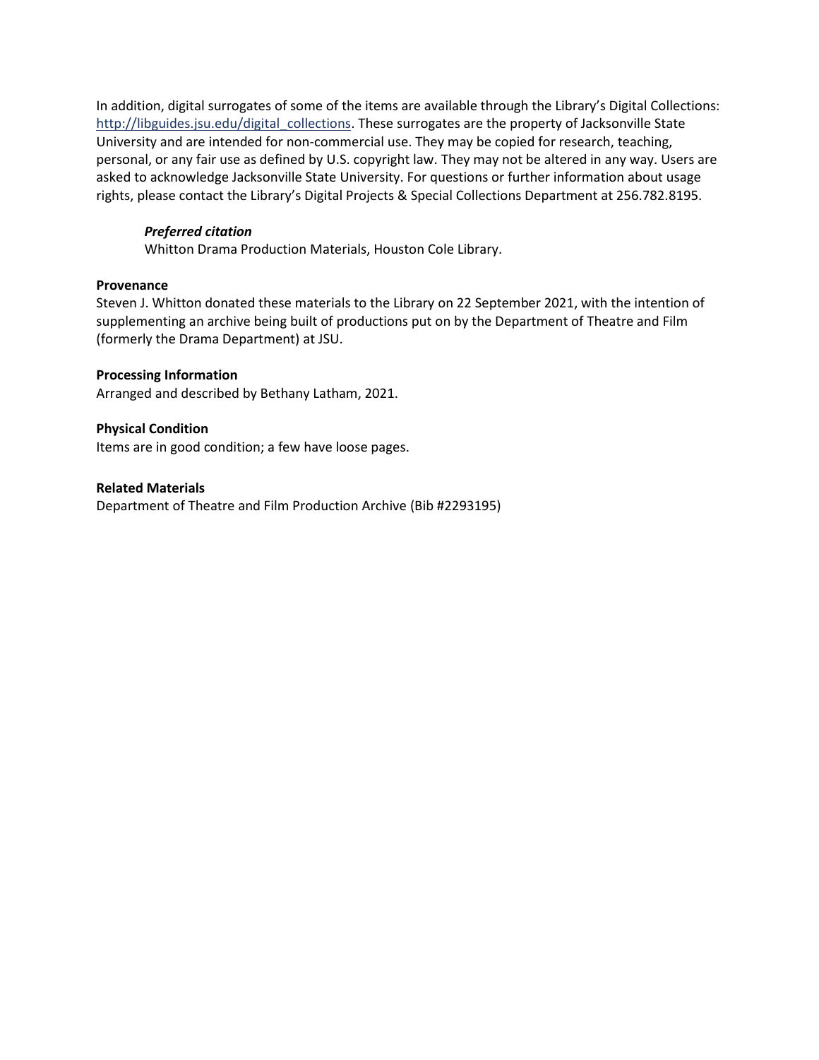In addition, digital surrogates of some of the items are available through the Library's Digital Collections: [http://libguides.jsu.edu/digital_collections](http://libguides.jsu.edu/digital_collections). These surrogates are the property of Jacksonville State University and are intended for non-commercial use. They may be copied for research, teaching, personal, or any fair use as defined by U.S. copyright law. They may not be altered in any way. Users are asked to acknowledge Jacksonville State University. For questions or further information about usage rights, please contact the Library's Digital Projects & Special Collections Department at 256.782.8195.

***Preferred citation***

Whitton Drama Production Materials, Houston Cole Library.

**Provenance**

Steven J. Whitton donated these materials to the Library on 22 September 2021, with the intention of supplementing an archive being built of productions put on by the Department of Theatre and Film (formerly the Drama Department) at JSU.

**Processing Information**

Arranged and described by Bethany Latham, 2021.

**Physical Condition**

Items are in good condition; a few have loose pages.

**Related Materials**

Department of Theatre and Film Production Archive (Bib #2293195)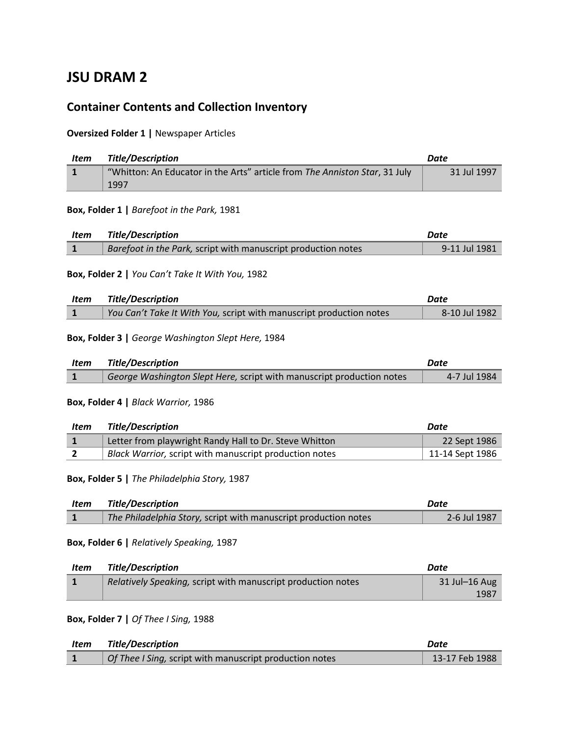# JSU DRAM 2

## Container Contents and Collection Inventory

**Oversized Folder 1 |** Newspaper Articles

| *Item* | *Title/Description* | *Date* |
|---|---|---|
| **1** | "Whitton: An Educator in the Arts" article from *The Anniston Star*, 31 July 1997 | 31 Jul 1997 |

**Box, Folder 1 |** *Barefoot in the Park,* 1981

| *Item* | *Title/Description* | *Date* |
|---|---|---|
| **1** | *Barefoot in the Park,* script with manuscript production notes | 9-11 Jul 1981 |

**Box, Folder 2 |** *You Can't Take It With You,* 1982

| *Item* | *Title/Description* | *Date* |
|---|---|---|
| **1** | *You Can't Take It With You,* script with manuscript production notes | 8-10 Jul 1982 |

**Box, Folder 3 |** *George Washington Slept Here,* 1984

| *Item* | *Title/Description* | *Date* |
|---|---|---|
| **1** | *George Washington Slept Here,* script with manuscript production notes | 4-7 Jul 1984 |

**Box, Folder 4 |** *Black Warrior,* 1986

| *Item* | *Title/Description* | *Date* |
|---|---|---|
| **1** | Letter from playwright Randy Hall to Dr. Steve Whitton | 22 Sept 1986 |
| **2** | *Black Warrior,* script with manuscript production notes | 11-14 Sept 1986 |

**Box, Folder 5 |** *The Philadelphia Story,* 1987

| *Item* | *Title/Description* | *Date* |
|---|---|---|
| **1** | *The Philadelphia Story,* script with manuscript production notes | 2-6 Jul 1987 |

**Box, Folder 6 |** *Relatively Speaking,* 1987

| *Item* | *Title/Description* | *Date* |
|---|---|---|
| **1** | *Relatively Speaking,* script with manuscript production notes | 31 Jul–16 Aug 1987 |

**Box, Folder 7 |** *Of Thee I Sing,* 1988

| *Item* | *Title/Description* | *Date* |
|---|---|---|
| **1** | *Of Thee I Sing,* script with manuscript production notes | 13-17 Feb 1988 |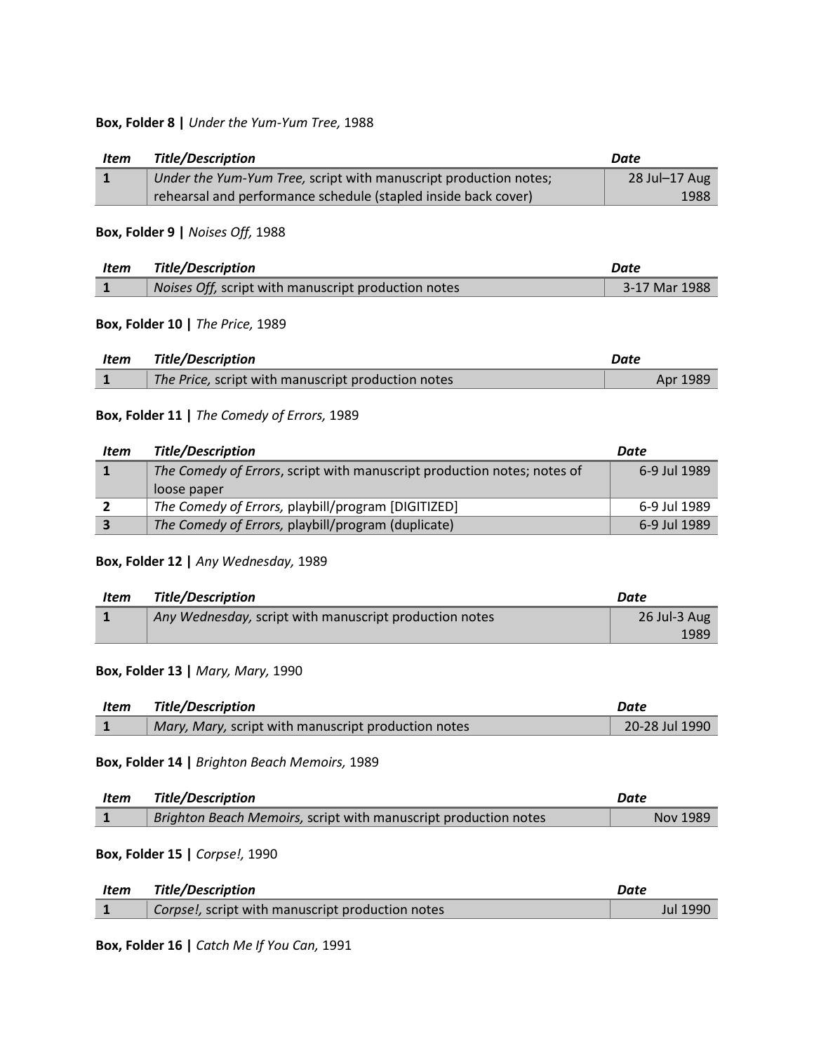**Box, Folder 8 |** *Under the Yum-Yum Tree,* 1988

| *Item* | *Title/Description* | *Date* |
|---|---|---|
| **1** | *Under the Yum-Yum Tree,* script with manuscript production notes; rehearsal and performance schedule (stapled inside back cover) | 28 Jul–17 Aug 1988 |

**Box, Folder 9 |** *Noises Off,* 1988

| *Item* | *Title/Description* | *Date* |
|---|---|---|
| **1** | *Noises Off,* script with manuscript production notes | 3-17 Mar 1988 |

**Box, Folder 10 |** *The Price,* 1989

| *Item* | *Title/Description* | *Date* |
|---|---|---|
| **1** | *The Price,* script with manuscript production notes | Apr 1989 |

**Box, Folder 11 |** *The Comedy of Errors,* 1989

| *Item* | *Title/Description* | *Date* |
|---|---|---|
| **1** | *The Comedy of Errors*, script with manuscript production notes; notes of loose paper | 6-9 Jul 1989 |
| **2** | *The Comedy of Errors,* playbill/program [DIGITIZED] | 6-9 Jul 1989 |
| **3** | *The Comedy of Errors,* playbill/program (duplicate) | 6-9 Jul 1989 |

**Box, Folder 12 |** *Any Wednesday,* 1989

| *Item* | *Title/Description* | *Date* |
|---|---|---|
| **1** | *Any Wednesday,* script with manuscript production notes | 26 Jul-3 Aug 1989 |

**Box, Folder 13 |** *Mary, Mary,* 1990

| *Item* | *Title/Description* | *Date* |
|---|---|---|
| **1** | *Mary, Mary,* script with manuscript production notes | 20-28 Jul 1990 |

**Box, Folder 14 |** *Brighton Beach Memoirs,* 1989

| *Item* | *Title/Description* | *Date* |
|---|---|---|
| **1** | *Brighton Beach Memoirs,* script with manuscript production notes | Nov 1989 |

**Box, Folder 15 |** *Corpse!,* 1990

| *Item* | *Title/Description* | *Date* |
|---|---|---|
| **1** | *Corpse!,* script with manuscript production notes | Jul 1990 |

**Box, Folder 16 |** *Catch Me If You Can,* 1991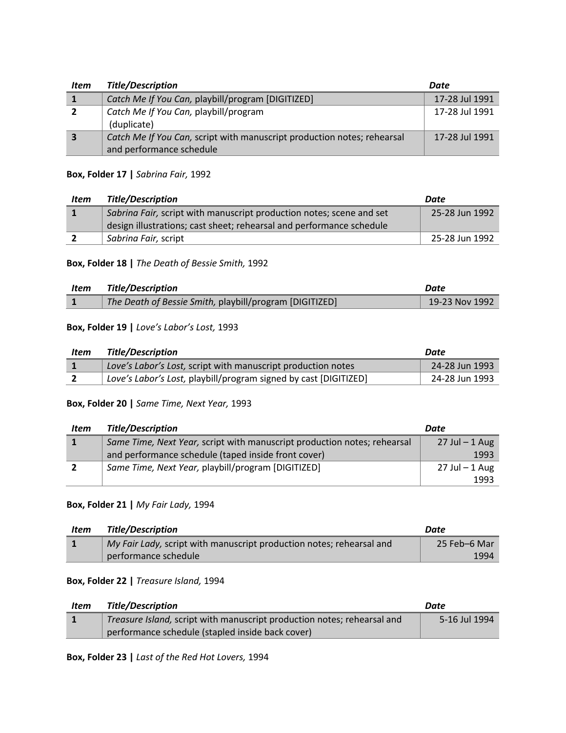| Item | Title/Description | Date |
|---|---|---|
| **1** | *Catch Me If You Can,* playbill/program [DIGITIZED] | 17-28 Jul 1991 |
| **2** | *Catch Me If You Can,* playbill/program (duplicate) | 17-28 Jul 1991 |
| **3** | *Catch Me If You Can,* script with manuscript production notes; rehearsal and performance schedule | 17-28 Jul 1991 |

**Box, Folder 17 |** *Sabrina Fair,* 1992

| Item | Title/Description | Date |
|---|---|---|
| **1** | *Sabrina Fair,* script with manuscript production notes; scene and set design illustrations; cast sheet; rehearsal and performance schedule | 25-28 Jun 1992 |
| **2** | *Sabrina Fair,* script | 25-28 Jun 1992 |

**Box, Folder 18 |** *The Death of Bessie Smith,* 1992

| Item | Title/Description | Date |
|---|---|---|
| **1** | *The Death of Bessie Smith,* playbill/program [DIGITIZED] | 19-23 Nov 1992 |

**Box, Folder 19 |** *Love's Labor's Lost,* 1993

| Item | Title/Description | Date |
|---|---|---|
| **1** | *Love's Labor's Lost,* script with manuscript production notes | 24-28 Jun 1993 |
| **2** | *Love's Labor's Lost,* playbill/program signed by cast [DIGITIZED] | 24-28 Jun 1993 |

**Box, Folder 20 |** *Same Time, Next Year,* 1993

| Item | Title/Description | Date |
|---|---|---|
| **1** | *Same Time, Next Year,* script with manuscript production notes; rehearsal and performance schedule (taped inside front cover) | 27 Jul – 1 Aug 1993 |
| **2** | *Same Time, Next Year,* playbill/program [DIGITIZED] | 27 Jul – 1 Aug 1993 |

**Box, Folder 21 |** *My Fair Lady,* 1994

| Item | Title/Description | Date |
|---|---|---|
| **1** | *My Fair Lady,* script with manuscript production notes; rehearsal and performance schedule | 25 Feb–6 Mar 1994 |

**Box, Folder 22 |** *Treasure Island,* 1994

| Item | Title/Description | Date |
|---|---|---|
| **1** | *Treasure Island,* script with manuscript production notes; rehearsal and performance schedule (stapled inside back cover) | 5-16 Jul 1994 |

**Box, Folder 23 |** *Last of the Red Hot Lovers,* 1994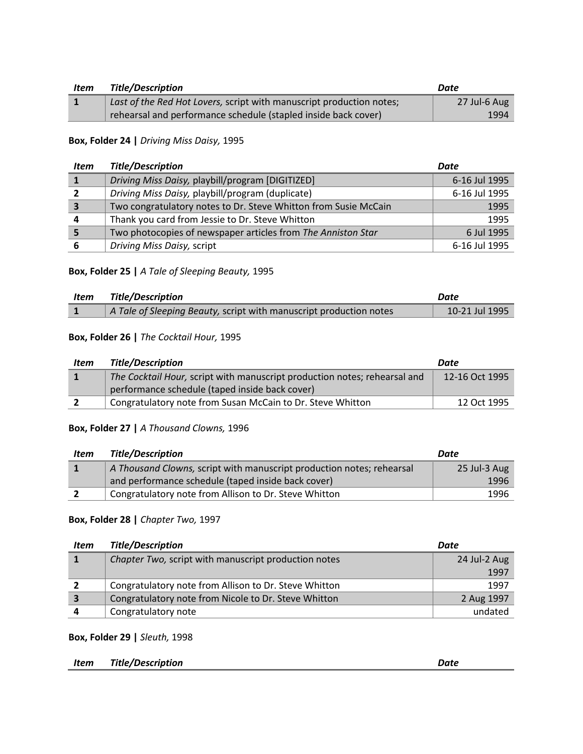| Item | Title/Description | Date |
|---|---|---|
| 1 | *Last of the Red Hot Lovers,* script with manuscript production notes; rehearsal and performance schedule (stapled inside back cover) | 27 Jul-6 Aug 1994 |

**Box, Folder 24 |** *Driving Miss Daisy,* 1995

| Item | Title/Description | Date |
|---|---|---|
| 1 | *Driving Miss Daisy,* playbill/program [DIGITIZED] | 6-16 Jul 1995 |
| 2 | *Driving Miss Daisy,* playbill/program (duplicate) | 6-16 Jul 1995 |
| 3 | Two congratulatory notes to Dr. Steve Whitton from Susie McCain | 1995 |
| 4 | Thank you card from Jessie to Dr. Steve Whitton | 1995 |
| 5 | Two photocopies of newspaper articles from *The Anniston Star* | 6 Jul 1995 |
| 6 | *Driving Miss Daisy,* script | 6-16 Jul 1995 |

**Box, Folder 25 |** *A Tale of Sleeping Beauty,* 1995

| Item | Title/Description | Date |
|---|---|---|
| 1 | *A Tale of Sleeping Beauty,* script with manuscript production notes | 10-21 Jul 1995 |

**Box, Folder 26 |** *The Cocktail Hour,* 1995

| Item | Title/Description | Date |
|---|---|---|
| 1 | *The Cocktail Hour,* script with manuscript production notes; rehearsal and performance schedule (taped inside back cover) | 12-16 Oct 1995 |
| 2 | Congratulatory note from Susan McCain to Dr. Steve Whitton | 12 Oct 1995 |

**Box, Folder 27 |** *A Thousand Clowns,* 1996

| Item | Title/Description | Date |
|---|---|---|
| 1 | *A Thousand Clowns,* script with manuscript production notes; rehearsal and performance schedule (taped inside back cover) | 25 Jul-3 Aug 1996 |
| 2 | Congratulatory note from Allison to Dr. Steve Whitton | 1996 |

**Box, Folder 28 |** *Chapter Two,* 1997

| Item | Title/Description | Date |
|---|---|---|
| 1 | *Chapter Two,* script with manuscript production notes | 24 Jul-2 Aug 1997 |
| 2 | Congratulatory note from Allison to Dr. Steve Whitton | 1997 |
| 3 | Congratulatory note from Nicole to Dr. Steve Whitton | 2 Aug 1997 |
| 4 | Congratulatory note | undated |

**Box, Folder 29 |** *Sleuth,* 1998

| Item | Title/Description | Date |
|---|---|---|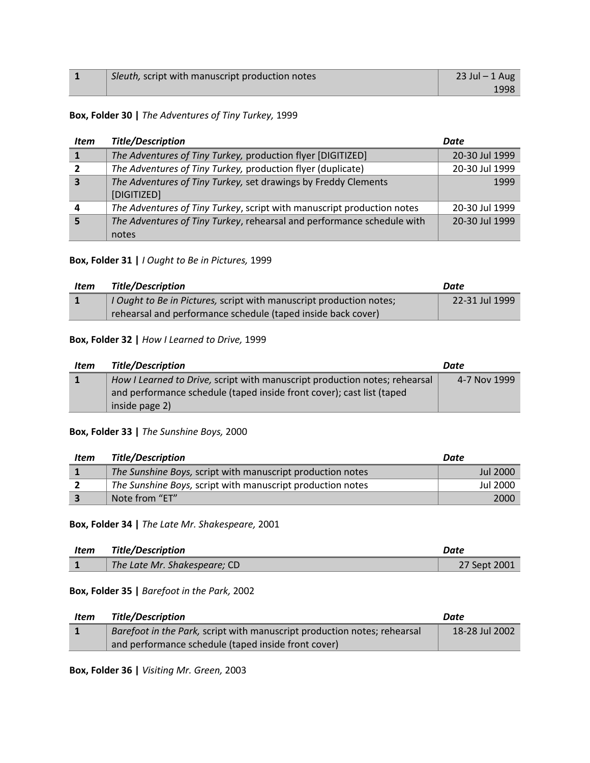| | | |
|---|---|---|
| 1 | *Sleuth,* script with manuscript production notes | 23 Jul – 1 Aug 1998 |

**Box, Folder 30 |** *The Adventures of Tiny Turkey,* 1999

| Item | Title/Description | Date |
|---|---|---|
| 1 | *The Adventures of Tiny Turkey,* production flyer [DIGITIZED] | 20-30 Jul 1999 |
| 2 | *The Adventures of Tiny Turkey,* production flyer (duplicate) | 20-30 Jul 1999 |
| 3 | *The Adventures of Tiny Turkey,* set drawings by Freddy Clements [DIGITIZED] | 1999 |
| 4 | *The Adventures of Tiny Turkey*, script with manuscript production notes | 20-30 Jul 1999 |
| 5 | *The Adventures of Tiny Turkey*, rehearsal and performance schedule with notes | 20-30 Jul 1999 |

**Box, Folder 31 |** *I Ought to Be in Pictures,* 1999

| Item | Title/Description | Date |
|---|---|---|
| 1 | *I Ought to Be in Pictures,* script with manuscript production notes; rehearsal and performance schedule (taped inside back cover) | 22-31 Jul 1999 |

**Box, Folder 32 |** *How I Learned to Drive,* 1999

| Item | Title/Description | Date |
|---|---|---|
| 1 | *How I Learned to Drive,* script with manuscript production notes; rehearsal and performance schedule (taped inside front cover); cast list (taped inside page 2) | 4-7 Nov 1999 |

**Box, Folder 33 |** *The Sunshine Boys,* 2000

| Item | Title/Description | Date |
|---|---|---|
| 1 | *The Sunshine Boys,* script with manuscript production notes | Jul 2000 |
| 2 | *The Sunshine Boys,* script with manuscript production notes | Jul 2000 |
| 3 | Note from "ET" | 2000 |

**Box, Folder 34 |** *The Late Mr. Shakespeare,* 2001

| Item | Title/Description | Date |
|---|---|---|
| 1 | *The Late Mr. Shakespeare;* CD | 27 Sept 2001 |

**Box, Folder 35 |** *Barefoot in the Park,* 2002

| Item | Title/Description | Date |
|---|---|---|
| 1 | *Barefoot in the Park,* script with manuscript production notes; rehearsal and performance schedule (taped inside front cover) | 18-28 Jul 2002 |

**Box, Folder 36 |** *Visiting Mr. Green,* 2003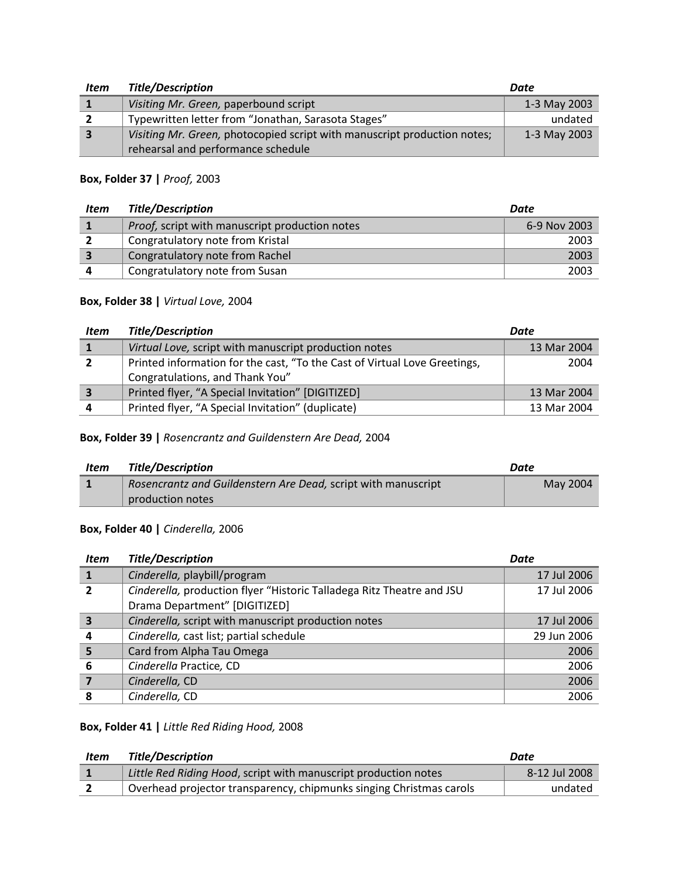| *Item* | *Title/Description* | *Date* |
|---|---|---|
| **1** | *Visiting Mr. Green,* paperbound script | 1-3 May 2003 |
| **2** | Typewritten letter from "Jonathan, Sarasota Stages" | undated |
| **3** | *Visiting Mr. Green,* photocopied script with manuscript production notes; rehearsal and performance schedule | 1-3 May 2003 |

**Box, Folder 37 |** *Proof,* 2003

| *Item* | *Title/Description* | *Date* |
|---|---|---|
| **1** | *Proof,* script with manuscript production notes | 6-9 Nov 2003 |
| **2** | Congratulatory note from Kristal | 2003 |
| **3** | Congratulatory note from Rachel | 2003 |
| **4** | Congratulatory note from Susan | 2003 |

**Box, Folder 38 |** *Virtual Love,* 2004

| *Item* | *Title/Description* | *Date* |
|---|---|---|
| **1** | *Virtual Love,* script with manuscript production notes | 13 Mar 2004 |
| **2** | Printed information for the cast, "To the Cast of Virtual Love Greetings, Congratulations, and Thank You" | 2004 |
| **3** | Printed flyer, "A Special Invitation" [DIGITIZED] | 13 Mar 2004 |
| **4** | Printed flyer, "A Special Invitation" (duplicate) | 13 Mar 2004 |

**Box, Folder 39 |** *Rosencrantz and Guildenstern Are Dead,* 2004

| *Item* | *Title/Description* | *Date* |
|---|---|---|
| **1** | *Rosencrantz and Guildenstern Are Dead,* script with manuscript production notes | May 2004 |

**Box, Folder 40 |** *Cinderella,* 2006

| *Item* | *Title/Description* | *Date* |
|---|---|---|
| **1** | *Cinderella,* playbill/program | 17 Jul 2006 |
| **2** | *Cinderella,* production flyer "Historic Talladega Ritz Theatre and JSU Drama Department" [DIGITIZED] | 17 Jul 2006 |
| **3** | *Cinderella,* script with manuscript production notes | 17 Jul 2006 |
| **4** | *Cinderella,* cast list; partial schedule | 29 Jun 2006 |
| **5** | Card from Alpha Tau Omega | 2006 |
| **6** | *Cinderella* Practice, CD | 2006 |
| **7** | *Cinderella,* CD | 2006 |
| **8** | *Cinderella,* CD | 2006 |

**Box, Folder 41 |** *Little Red Riding Hood,* 2008

| *Item* | *Title/Description* | *Date* |
|---|---|---|
| **1** | *Little Red Riding Hood*, script with manuscript production notes | 8-12 Jul 2008 |
| **2** | Overhead projector transparency, chipmunks singing Christmas carols | undated |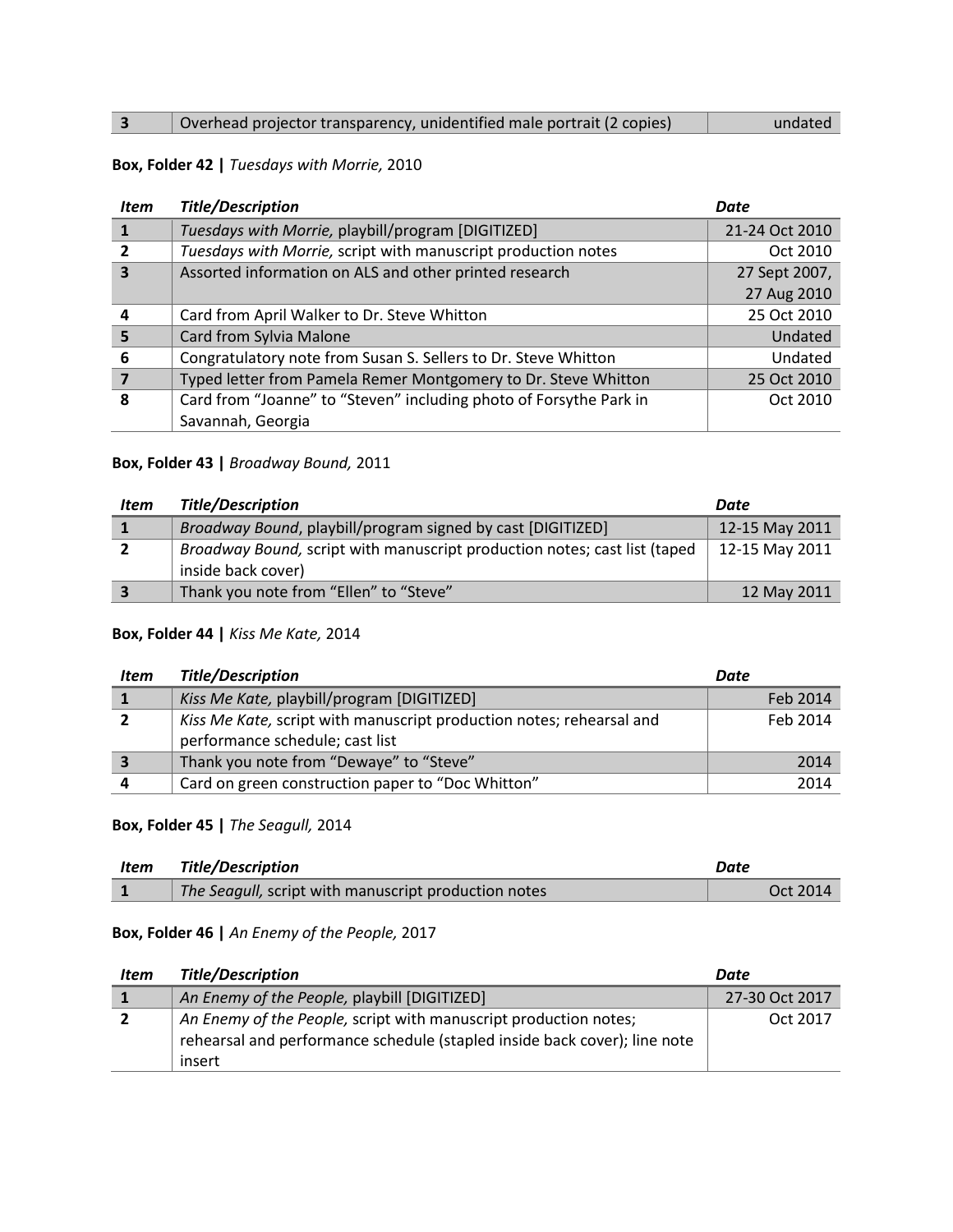| | | |
|---|---|---|
| 3 | Overhead projector transparency, unidentified male portrait (2 copies) | undated |

**Box, Folder 42 |** *Tuesdays with Morrie,* 2010

| Item | Title/Description | Date |
|---|---|---|
| 1 | *Tuesdays with Morrie,* playbill/program [DIGITIZED] | 21-24 Oct 2010 |
| 2 | *Tuesdays with Morrie,* script with manuscript production notes | Oct 2010 |
| 3 | Assorted information on ALS and other printed research | 27 Sept 2007, 27 Aug 2010 |
| 4 | Card from April Walker to Dr. Steve Whitton | 25 Oct 2010 |
| 5 | Card from Sylvia Malone | Undated |
| 6 | Congratulatory note from Susan S. Sellers to Dr. Steve Whitton | Undated |
| 7 | Typed letter from Pamela Remer Montgomery to Dr. Steve Whitton | 25 Oct 2010 |
| 8 | Card from "Joanne" to "Steven" including photo of Forsythe Park in Savannah, Georgia | Oct 2010 |

**Box, Folder 43 |** *Broadway Bound,* 2011

| Item | Title/Description | Date |
|---|---|---|
| 1 | *Broadway Bound*, playbill/program signed by cast [DIGITIZED] | 12-15 May 2011 |
| 2 | *Broadway Bound,* script with manuscript production notes; cast list (taped inside back cover) | 12-15 May 2011 |
| 3 | Thank you note from "Ellen" to "Steve" | 12 May 2011 |

**Box, Folder 44 |** *Kiss Me Kate,* 2014

| Item | Title/Description | Date |
|---|---|---|
| 1 | *Kiss Me Kate,* playbill/program [DIGITIZED] | Feb 2014 |
| 2 | *Kiss Me Kate,* script with manuscript production notes; rehearsal and performance schedule; cast list | Feb 2014 |
| 3 | Thank you note from "Dewaye" to "Steve" | 2014 |
| 4 | Card on green construction paper to "Doc Whitton" | 2014 |

**Box, Folder 45 |** *The Seagull,* 2014

| Item | Title/Description | Date |
|---|---|---|
| 1 | *The Seagull,* script with manuscript production notes | Oct 2014 |

**Box, Folder 46 |** *An Enemy of the People,* 2017

| Item | Title/Description | Date |
|---|---|---|
| 1 | *An Enemy of the People,* playbill [DIGITIZED] | 27-30 Oct 2017 |
| 2 | *An Enemy of the People,* script with manuscript production notes; rehearsal and performance schedule (stapled inside back cover); line note insert | Oct 2017 |